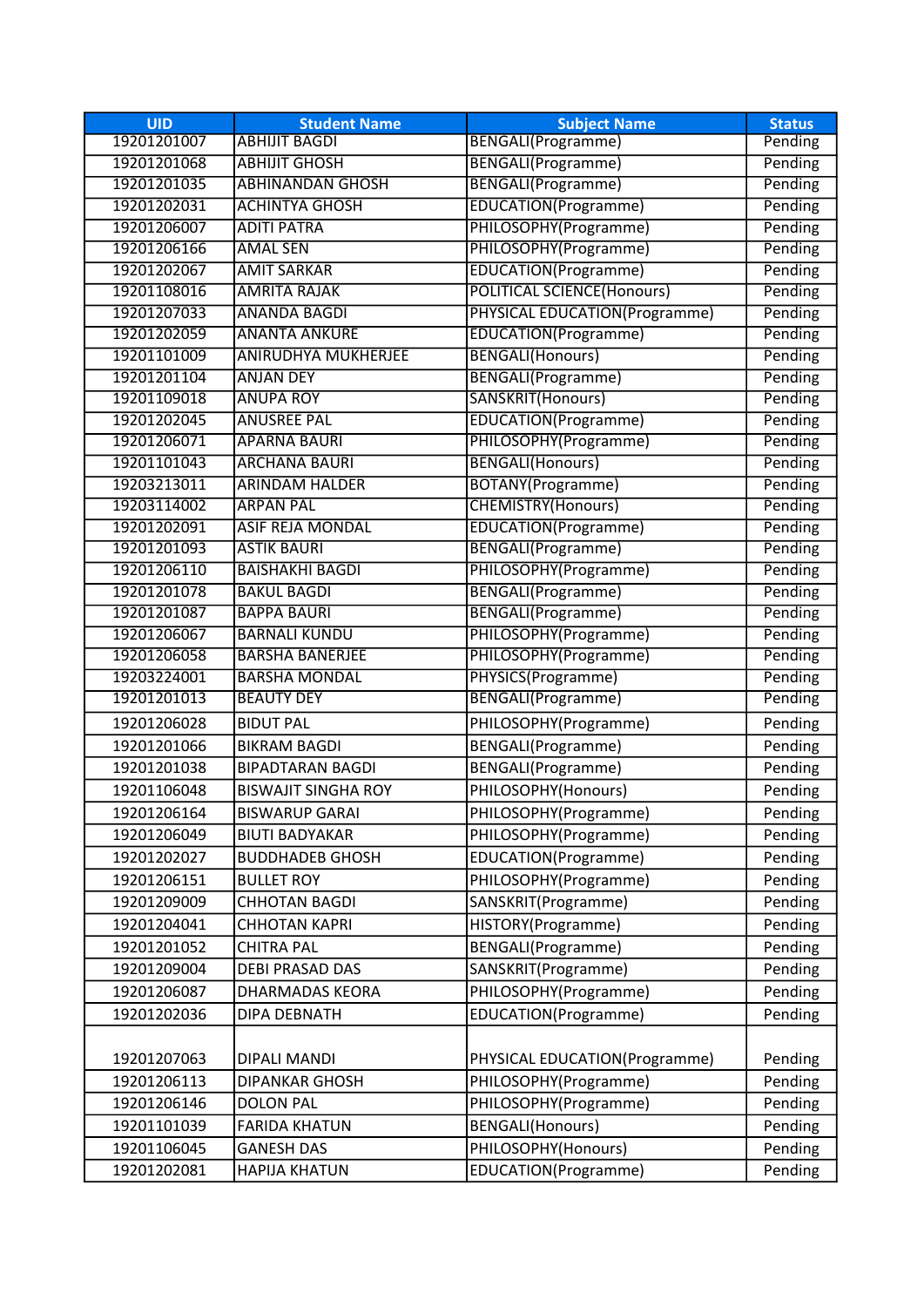| UID | Student Name | Subject Name | Status |
|---|---|---|---|
| 19201201007 | ABHIJIT BAGDI | BENGALI(Programme) | Pending |
| 19201201068 | ABHIJIT GHOSH | BENGALI(Programme) | Pending |
| 19201201035 | ABHINANDAN GHOSH | BENGALI(Programme) | Pending |
| 19201202031 | ACHINTYA GHOSH | EDUCATION(Programme) | Pending |
| 19201206007 | ADITI PATRA | PHILOSOPHY(Programme) | Pending |
| 19201206166 | AMAL SEN | PHILOSOPHY(Programme) | Pending |
| 19201202067 | AMIT SARKAR | EDUCATION(Programme) | Pending |
| 19201108016 | AMRITA RAJAK | POLITICAL SCIENCE(Honours) | Pending |
| 19201207033 | ANANDA BAGDI | PHYSICAL EDUCATION(Programme) | Pending |
| 19201202059 | ANANTA ANKURE | EDUCATION(Programme) | Pending |
| 19201101009 | ANIRUDHYA MUKHERJEE | BENGALI(Honours) | Pending |
| 19201201104 | ANJAN DEY | BENGALI(Programme) | Pending |
| 19201109018 | ANUPA ROY | SANSKRIT(Honours) | Pending |
| 19201202045 | ANUSREE PAL | EDUCATION(Programme) | Pending |
| 19201206071 | APARNA BAURI | PHILOSOPHY(Programme) | Pending |
| 19201101043 | ARCHANA BAURI | BENGALI(Honours) | Pending |
| 19203213011 | ARINDAM HALDER | BOTANY(Programme) | Pending |
| 19203114002 | ARPAN PAL | CHEMISTRY(Honours) | Pending |
| 19201202091 | ASIF REJA MONDAL | EDUCATION(Programme) | Pending |
| 19201201093 | ASTIK BAURI | BENGALI(Programme) | Pending |
| 19201206110 | BAISHAKHI BAGDI | PHILOSOPHY(Programme) | Pending |
| 19201201078 | BAKUL BAGDI | BENGALI(Programme) | Pending |
| 19201201087 | BAPPA BAURI | BENGALI(Programme) | Pending |
| 19201206067 | BARNALI KUNDU | PHILOSOPHY(Programme) | Pending |
| 19201206058 | BARSHA BANERJEE | PHILOSOPHY(Programme) | Pending |
| 19203224001 | BARSHA MONDAL | PHYSICS(Programme) | Pending |
| 19201201013 | BEAUTY DEY | BENGALI(Programme) | Pending |
| 19201206028 | BIDUT PAL | PHILOSOPHY(Programme) | Pending |
| 19201201066 | BIKRAM BAGDI | BENGALI(Programme) | Pending |
| 19201201038 | BIPADTARAN BAGDI | BENGALI(Programme) | Pending |
| 19201106048 | BISWAJIT SINGHA ROY | PHILOSOPHY(Honours) | Pending |
| 19201206164 | BISWARUP GARAI | PHILOSOPHY(Programme) | Pending |
| 19201206049 | BIUTI BADYAKAR | PHILOSOPHY(Programme) | Pending |
| 19201202027 | BUDDHADEB GHOSH | EDUCATION(Programme) | Pending |
| 19201206151 | BULLET ROY | PHILOSOPHY(Programme) | Pending |
| 19201209009 | CHHOTAN BAGDI | SANSKRIT(Programme) | Pending |
| 19201204041 | CHHOTAN KAPRI | HISTORY(Programme) | Pending |
| 19201201052 | CHITRA PAL | BENGALI(Programme) | Pending |
| 19201209004 | DEBI PRASAD DAS | SANSKRIT(Programme) | Pending |
| 19201206087 | DHARMADAS KEORA | PHILOSOPHY(Programme) | Pending |
| 19201202036 | DIPA DEBNATH | EDUCATION(Programme) | Pending |
| 19201207063 | DIPALI MANDI | PHYSICAL EDUCATION(Programme) | Pending |
| 19201206113 | DIPANKAR GHOSH | PHILOSOPHY(Programme) | Pending |
| 19201206146 | DOLON PAL | PHILOSOPHY(Programme) | Pending |
| 19201101039 | FARIDA KHATUN | BENGALI(Honours) | Pending |
| 19201106045 | GANESH DAS | PHILOSOPHY(Honours) | Pending |
| 19201202081 | HAPIJA KHATUN | EDUCATION(Programme) | Pending |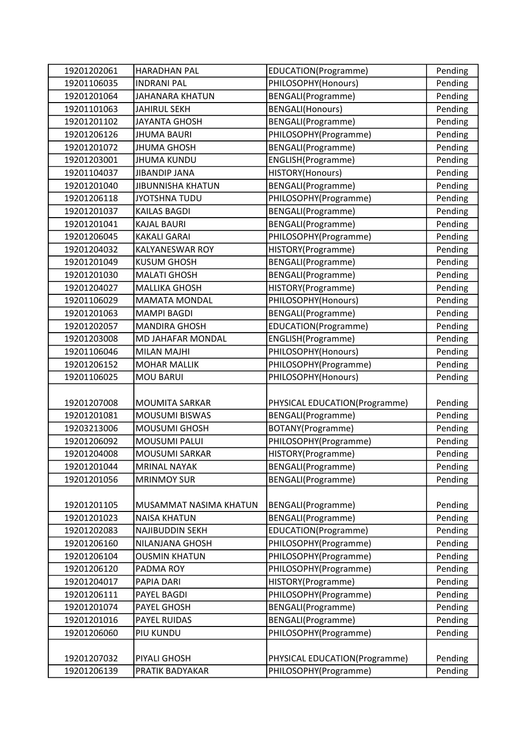| 19201202061 | HARADHAN PAL | EDUCATION(Programme) | Pending |
|---|---|---|---|
| 19201106035 | INDRANI PAL | PHILOSOPHY(Honours) | Pending |
| 19201201064 | JAHANARA KHATUN | BENGALI(Programme) | Pending |
| 19201101063 | JAHIRUL SEKH | BENGALI(Honours) | Pending |
| 19201201102 | JAYANTA GHOSH | BENGALI(Programme) | Pending |
| 19201206126 | JHUMA BAURI | PHILOSOPHY(Programme) | Pending |
| 19201201072 | JHUMA GHOSH | BENGALI(Programme) | Pending |
| 19201203001 | JHUMA KUNDU | ENGLISH(Programme) | Pending |
| 19201104037 | JIBANDIP JANA | HISTORY(Honours) | Pending |
| 19201201040 | JIBUNNISHA KHATUN | BENGALI(Programme) | Pending |
| 19201206118 | JYOTSHNA TUDU | PHILOSOPHY(Programme) | Pending |
| 19201201037 | KAILAS BAGDI | BENGALI(Programme) | Pending |
| 19201201041 | KAJAL BAURI | BENGALI(Programme) | Pending |
| 19201206045 | KAKALI GARAI | PHILOSOPHY(Programme) | Pending |
| 19201204032 | KALYANESWAR ROY | HISTORY(Programme) | Pending |
| 19201201049 | KUSUM GHOSH | BENGALI(Programme) | Pending |
| 19201201030 | MALATI GHOSH | BENGALI(Programme) | Pending |
| 19201204027 | MALLIKA GHOSH | HISTORY(Programme) | Pending |
| 19201106029 | MAMATA MONDAL | PHILOSOPHY(Honours) | Pending |
| 19201201063 | MAMPI BAGDI | BENGALI(Programme) | Pending |
| 19201202057 | MANDIRA GHOSH | EDUCATION(Programme) | Pending |
| 19201203008 | MD JAHAFAR MONDAL | ENGLISH(Programme) | Pending |
| 19201106046 | MILAN MAJHI | PHILOSOPHY(Honours) | Pending |
| 19201206152 | MOHAR MALLIK | PHILOSOPHY(Programme) | Pending |
| 19201106025 | MOU BARUI | PHILOSOPHY(Honours) | Pending |
| 19201207008 | MOUMITA SARKAR | PHYSICAL EDUCATION(Programme) | Pending |
| 19201201081 | MOUSUMI BISWAS | BENGALI(Programme) | Pending |
| 19203213006 | MOUSUMI GHOSH | BOTANY(Programme) | Pending |
| 19201206092 | MOUSUMI PALUI | PHILOSOPHY(Programme) | Pending |
| 19201204008 | MOUSUMI SARKAR | HISTORY(Programme) | Pending |
| 19201201044 | MRINAL NAYAK | BENGALI(Programme) | Pending |
| 19201201056 | MRINMOY SUR | BENGALI(Programme) | Pending |
| 19201201105 | MUSAMMAT NASIMA KHATUN | BENGALI(Programme) | Pending |
| 19201201023 | NAISA KHATUN | BENGALI(Programme) | Pending |
| 19201202083 | NAJIBUDDIN SEKH | EDUCATION(Programme) | Pending |
| 19201206160 | NILANJANA GHOSH | PHILOSOPHY(Programme) | Pending |
| 19201206104 | OUSMIN KHATUN | PHILOSOPHY(Programme) | Pending |
| 19201206120 | PADMA ROY | PHILOSOPHY(Programme) | Pending |
| 19201204017 | PAPIA DARI | HISTORY(Programme) | Pending |
| 19201206111 | PAYEL BAGDI | PHILOSOPHY(Programme) | Pending |
| 19201201074 | PAYEL GHOSH | BENGALI(Programme) | Pending |
| 19201201016 | PAYEL RUIDAS | BENGALI(Programme) | Pending |
| 19201206060 | PIU KUNDU | PHILOSOPHY(Programme) | Pending |
| 19201207032 | PIYALI GHOSH | PHYSICAL EDUCATION(Programme) | Pending |
| 19201206139 | PRATIK BADYAKAR | PHILOSOPHY(Programme) | Pending |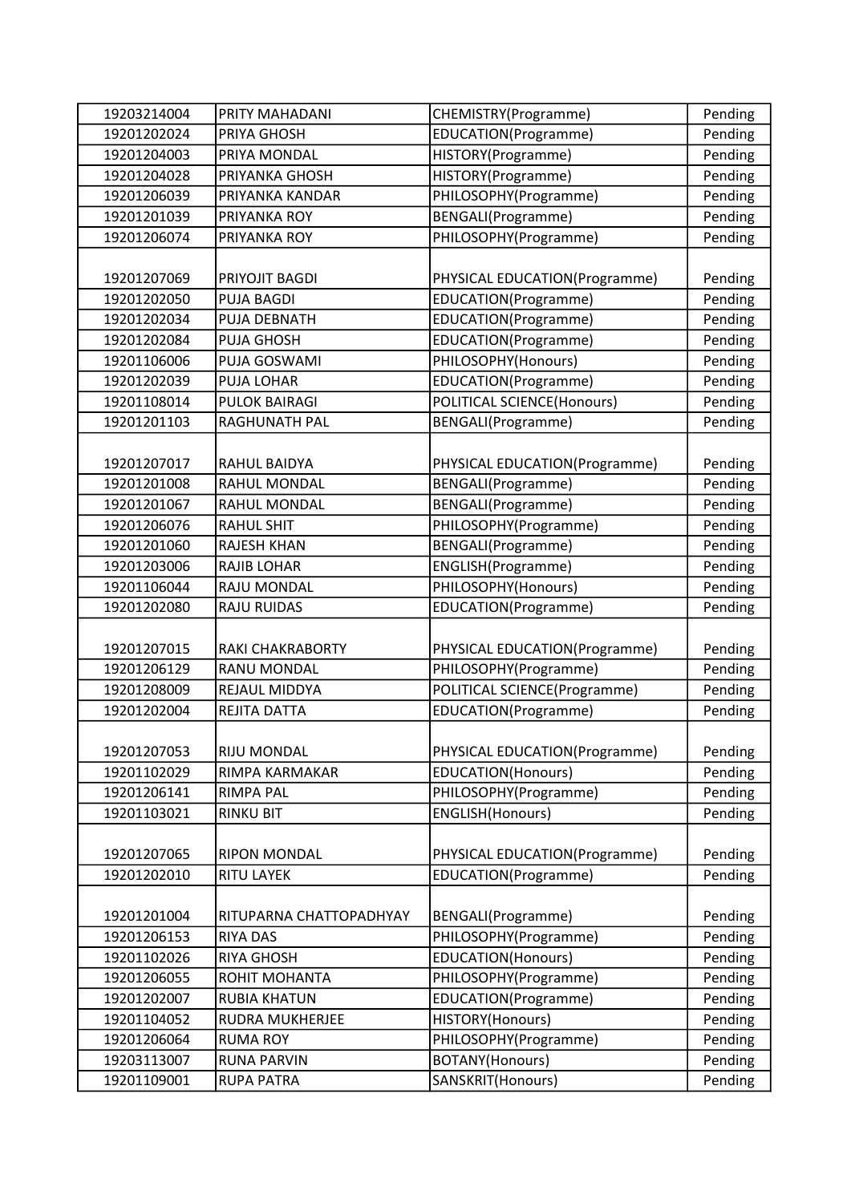| | | | |
|---|---|---|---|
| 19203214004 | PRITY MAHADANI | CHEMISTRY(Programme) | Pending |
| 19201202024 | PRIYA GHOSH | EDUCATION(Programme) | Pending |
| 19201204003 | PRIYA MONDAL | HISTORY(Programme) | Pending |
| 19201204028 | PRIYANKA GHOSH | HISTORY(Programme) | Pending |
| 19201206039 | PRIYANKA KANDAR | PHILOSOPHY(Programme) | Pending |
| 19201201039 | PRIYANKA ROY | BENGALI(Programme) | Pending |
| 19201206074 | PRIYANKA ROY | PHILOSOPHY(Programme) | Pending |
| 19201207069 | PRIYOJIT BAGDI | PHYSICAL EDUCATION(Programme) | Pending |
| 19201202050 | PUJA BAGDI | EDUCATION(Programme) | Pending |
| 19201202034 | PUJA DEBNATH | EDUCATION(Programme) | Pending |
| 19201202084 | PUJA GHOSH | EDUCATION(Programme) | Pending |
| 19201106006 | PUJA GOSWAMI | PHILOSOPHY(Honours) | Pending |
| 19201202039 | PUJA LOHAR | EDUCATION(Programme) | Pending |
| 19201108014 | PULOK BAIRAGI | POLITICAL SCIENCE(Honours) | Pending |
| 19201201103 | RAGHUNATH PAL | BENGALI(Programme) | Pending |
| 19201207017 | RAHUL BAIDYA | PHYSICAL EDUCATION(Programme) | Pending |
| 19201201008 | RAHUL MONDAL | BENGALI(Programme) | Pending |
| 19201201067 | RAHUL MONDAL | BENGALI(Programme) | Pending |
| 19201206076 | RAHUL SHIT | PHILOSOPHY(Programme) | Pending |
| 19201201060 | RAJESH KHAN | BENGALI(Programme) | Pending |
| 19201203006 | RAJIB LOHAR | ENGLISH(Programme) | Pending |
| 19201106044 | RAJU MONDAL | PHILOSOPHY(Honours) | Pending |
| 19201202080 | RAJU RUIDAS | EDUCATION(Programme) | Pending |
| 19201207015 | RAKI CHAKRABORTY | PHYSICAL EDUCATION(Programme) | Pending |
| 19201206129 | RANU MONDAL | PHILOSOPHY(Programme) | Pending |
| 19201208009 | REJAUL MIDDYA | POLITICAL SCIENCE(Programme) | Pending |
| 19201202004 | REJITA DATTA | EDUCATION(Programme) | Pending |
| 19201207053 | RIJU MONDAL | PHYSICAL EDUCATION(Programme) | Pending |
| 19201102029 | RIMPA KARMAKAR | EDUCATION(Honours) | Pending |
| 19201206141 | RIMPA PAL | PHILOSOPHY(Programme) | Pending |
| 19201103021 | RINKU BIT | ENGLISH(Honours) | Pending |
| 19201207065 | RIPON MONDAL | PHYSICAL EDUCATION(Programme) | Pending |
| 19201202010 | RITU LAYEK | EDUCATION(Programme) | Pending |
| 19201201004 | RITUPARNA CHATTOPADHYAY | BENGALI(Programme) | Pending |
| 19201206153 | RIYA DAS | PHILOSOPHY(Programme) | Pending |
| 19201102026 | RIYA GHOSH | EDUCATION(Honours) | Pending |
| 19201206055 | ROHIT MOHANTA | PHILOSOPHY(Programme) | Pending |
| 19201202007 | RUBIA KHATUN | EDUCATION(Programme) | Pending |
| 19201104052 | RUDRA MUKHERJEE | HISTORY(Honours) | Pending |
| 19201206064 | RUMA ROY | PHILOSOPHY(Programme) | Pending |
| 19203113007 | RUNA PARVIN | BOTANY(Honours) | Pending |
| 19201109001 | RUPA PATRA | SANSKRIT(Honours) | Pending |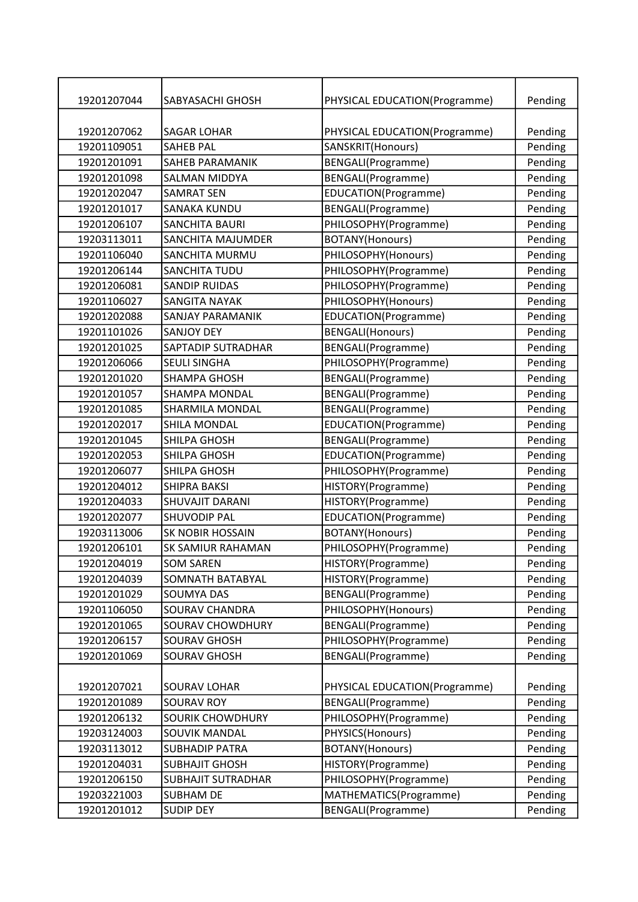| 19201207044 | SABYASACHI GHOSH | PHYSICAL EDUCATION(Programme) | Pending |
|---|---|---|---|
| 19201207062 | SAGAR LOHAR | PHYSICAL EDUCATION(Programme) | Pending |
| 19201109051 | SAHEB PAL | SANSKRIT(Honours) | Pending |
| 19201201091 | SAHEB PARAMANIK | BENGALI(Programme) | Pending |
| 19201201098 | SALMAN MIDDYA | BENGALI(Programme) | Pending |
| 19201202047 | SAMRAT SEN | EDUCATION(Programme) | Pending |
| 19201201017 | SANAKA KUNDU | BENGALI(Programme) | Pending |
| 19201206107 | SANCHITA BAURI | PHILOSOPHY(Programme) | Pending |
| 19203113011 | SANCHITA MAJUMDER | BOTANY(Honours) | Pending |
| 19201106040 | SANCHITA MURMU | PHILOSOPHY(Honours) | Pending |
| 19201206144 | SANCHITA TUDU | PHILOSOPHY(Programme) | Pending |
| 19201206081 | SANDIP RUIDAS | PHILOSOPHY(Programme) | Pending |
| 19201106027 | SANGITA NAYAK | PHILOSOPHY(Honours) | Pending |
| 19201202088 | SANJAY PARAMANIK | EDUCATION(Programme) | Pending |
| 19201101026 | SANJOY DEY | BENGALI(Honours) | Pending |
| 19201201025 | SAPTADIP SUTRADHAR | BENGALI(Programme) | Pending |
| 19201206066 | SEULI SINGHA | PHILOSOPHY(Programme) | Pending |
| 19201201020 | SHAMPA GHOSH | BENGALI(Programme) | Pending |
| 19201201057 | SHAMPA MONDAL | BENGALI(Programme) | Pending |
| 19201201085 | SHARMILA MONDAL | BENGALI(Programme) | Pending |
| 19201202017 | SHILA MONDAL | EDUCATION(Programme) | Pending |
| 19201201045 | SHILPA GHOSH | BENGALI(Programme) | Pending |
| 19201202053 | SHILPA GHOSH | EDUCATION(Programme) | Pending |
| 19201206077 | SHILPA GHOSH | PHILOSOPHY(Programme) | Pending |
| 19201204012 | SHIPRA BAKSI | HISTORY(Programme) | Pending |
| 19201204033 | SHUVAJIT DARANI | HISTORY(Programme) | Pending |
| 19201202077 | SHUVODIP PAL | EDUCATION(Programme) | Pending |
| 19203113006 | SK NOBIR HOSSAIN | BOTANY(Honours) | Pending |
| 19201206101 | SK SAMIUR RAHAMAN | PHILOSOPHY(Programme) | Pending |
| 19201204019 | SOM SAREN | HISTORY(Programme) | Pending |
| 19201204039 | SOMNATH BATABYAL | HISTORY(Programme) | Pending |
| 19201201029 | SOUMYA DAS | BENGALI(Programme) | Pending |
| 19201106050 | SOURAV CHANDRA | PHILOSOPHY(Honours) | Pending |
| 19201201065 | SOURAV CHOWDHURY | BENGALI(Programme) | Pending |
| 19201206157 | SOURAV GHOSH | PHILOSOPHY(Programme) | Pending |
| 19201201069 | SOURAV GHOSH | BENGALI(Programme) | Pending |
| 19201207021 | SOURAV LOHAR | PHYSICAL EDUCATION(Programme) | Pending |
| 19201201089 | SOURAV ROY | BENGALI(Programme) | Pending |
| 19201206132 | SOURIK CHOWDHURY | PHILOSOPHY(Programme) | Pending |
| 19203124003 | SOUVIK MANDAL | PHYSICS(Honours) | Pending |
| 19203113012 | SUBHADIP PATRA | BOTANY(Honours) | Pending |
| 19201204031 | SUBHAJIT GHOSH | HISTORY(Programme) | Pending |
| 19201206150 | SUBHAJIT SUTRADHAR | PHILOSOPHY(Programme) | Pending |
| 19203221003 | SUBHAM DE | MATHEMATICS(Programme) | Pending |
| 19201201012 | SUDIP DEY | BENGALI(Programme) | Pending |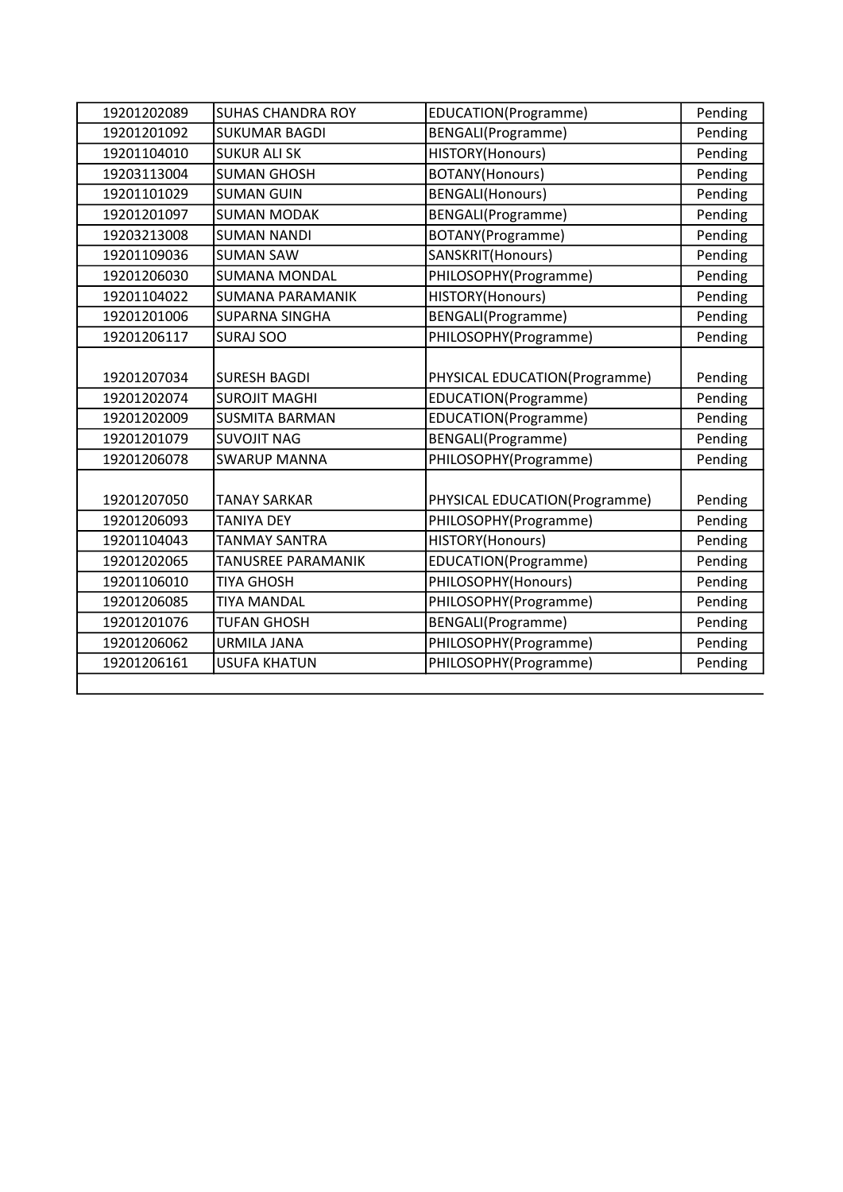| | | | |
|---|---|---|---|
| 19201202089 | SUHAS CHANDRA ROY | EDUCATION(Programme) | Pending |
| 19201201092 | SUKUMAR BAGDI | BENGALI(Programme) | Pending |
| 19201104010 | SUKUR ALI SK | HISTORY(Honours) | Pending |
| 19203113004 | SUMAN GHOSH | BOTANY(Honours) | Pending |
| 19201101029 | SUMAN GUIN | BENGALI(Honours) | Pending |
| 19201201097 | SUMAN MODAK | BENGALI(Programme) | Pending |
| 19203213008 | SUMAN NANDI | BOTANY(Programme) | Pending |
| 19201109036 | SUMAN SAW | SANSKRIT(Honours) | Pending |
| 19201206030 | SUMANA MONDAL | PHILOSOPHY(Programme) | Pending |
| 19201104022 | SUMANA PARAMANIK | HISTORY(Honours) | Pending |
| 19201201006 | SUPARNA SINGHA | BENGALI(Programme) | Pending |
| 19201206117 | SURAJ SOO | PHILOSOPHY(Programme) | Pending |
| 19201207034 | SURESH BAGDI | PHYSICAL EDUCATION(Programme) | Pending |
| 19201202074 | SUROJIT MAGHI | EDUCATION(Programme) | Pending |
| 19201202009 | SUSMITA BARMAN | EDUCATION(Programme) | Pending |
| 19201201079 | SUVOJIT NAG | BENGALI(Programme) | Pending |
| 19201206078 | SWARUP MANNA | PHILOSOPHY(Programme) | Pending |
| 19201207050 | TANAY SARKAR | PHYSICAL EDUCATION(Programme) | Pending |
| 19201206093 | TANIYA DEY | PHILOSOPHY(Programme) | Pending |
| 19201104043 | TANMAY SANTRA | HISTORY(Honours) | Pending |
| 19201202065 | TANUSREE PARAMANIK | EDUCATION(Programme) | Pending |
| 19201106010 | TIYA GHOSH | PHILOSOPHY(Honours) | Pending |
| 19201206085 | TIYA MANDAL | PHILOSOPHY(Programme) | Pending |
| 19201201076 | TUFAN GHOSH | BENGALI(Programme) | Pending |
| 19201206062 | URMILA JANA | PHILOSOPHY(Programme) | Pending |
| 19201206161 | USUFA KHATUN | PHILOSOPHY(Programme) | Pending |